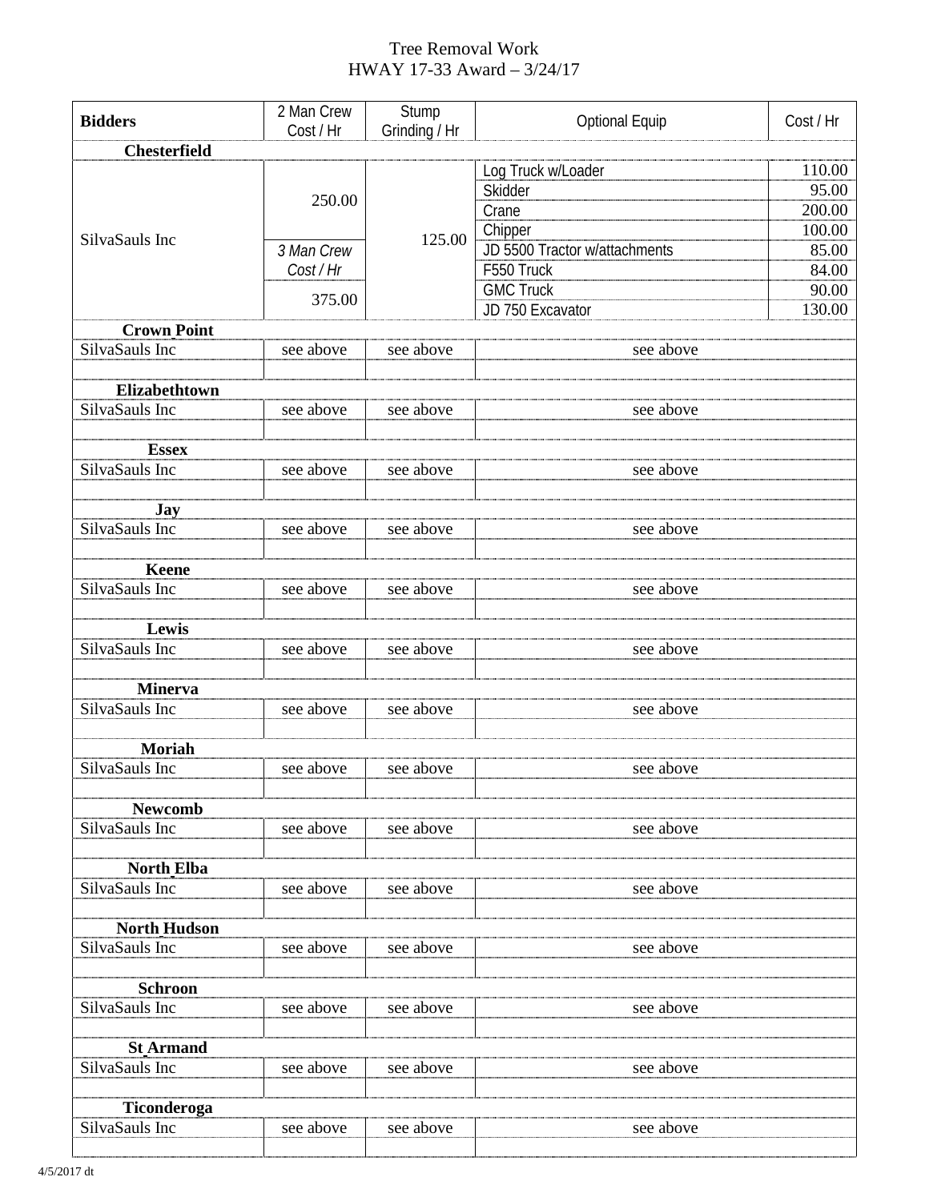# Tree Removal Work
## HWAY 17-33 Award – 3/24/17

| Bidders | 2 Man Crew Cost / Hr | Stump Grinding / Hr | Optional Equip | Cost / Hr |
|---|---|---|---|---|
| **Chesterfield** | | | | |
| SilvaSauls Inc | 250.00 | 125.00 | Log Truck w/Loader | 110.00 |
| | | | Skidder | 95.00 |
| | | | Crane | 200.00 |
| | | | Chipper | 100.00 |
| | *3 Man Crew Cost / Hr* | | JD 5500 Tractor w/attachments | 85.00 |
| | 375.00 | | F550 Truck | 84.00 |
| | | | GMC Truck | 90.00 |
| | | | JD 750 Excavator | 130.00 |
| **Crown Point** | | | | |
| SilvaSauls Inc | see above | see above | see above | |
| **Elizabethtown** | | | | |
| SilvaSauls Inc | see above | see above | see above | |
| **Essex** | | | | |
| SilvaSauls Inc | see above | see above | see above | |
| **Jay** | | | | |
| SilvaSauls Inc | see above | see above | see above | |
| **Keene** | | | | |
| SilvaSauls Inc | see above | see above | see above | |
| **Lewis** | | | | |
| SilvaSauls Inc | see above | see above | see above | |
| **Minerva** | | | | |
| SilvaSauls Inc | see above | see above | see above | |
| **Moriah** | | | | |
| SilvaSauls Inc | see above | see above | see above | |
| **Newcomb** | | | | |
| SilvaSauls Inc | see above | see above | see above | |
| **North Elba** | | | | |
| SilvaSauls Inc | see above | see above | see above | |
| **North Hudson** | | | | |
| SilvaSauls Inc | see above | see above | see above | |
| **Schroon** | | | | |
| SilvaSauls Inc | see above | see above | see above | |
| **St Armand** | | | | |
| SilvaSauls Inc | see above | see above | see above | |
| **Ticonderoga** | | | | |
| SilvaSauls Inc | see above | see above | see above | |

4/5/2017 dt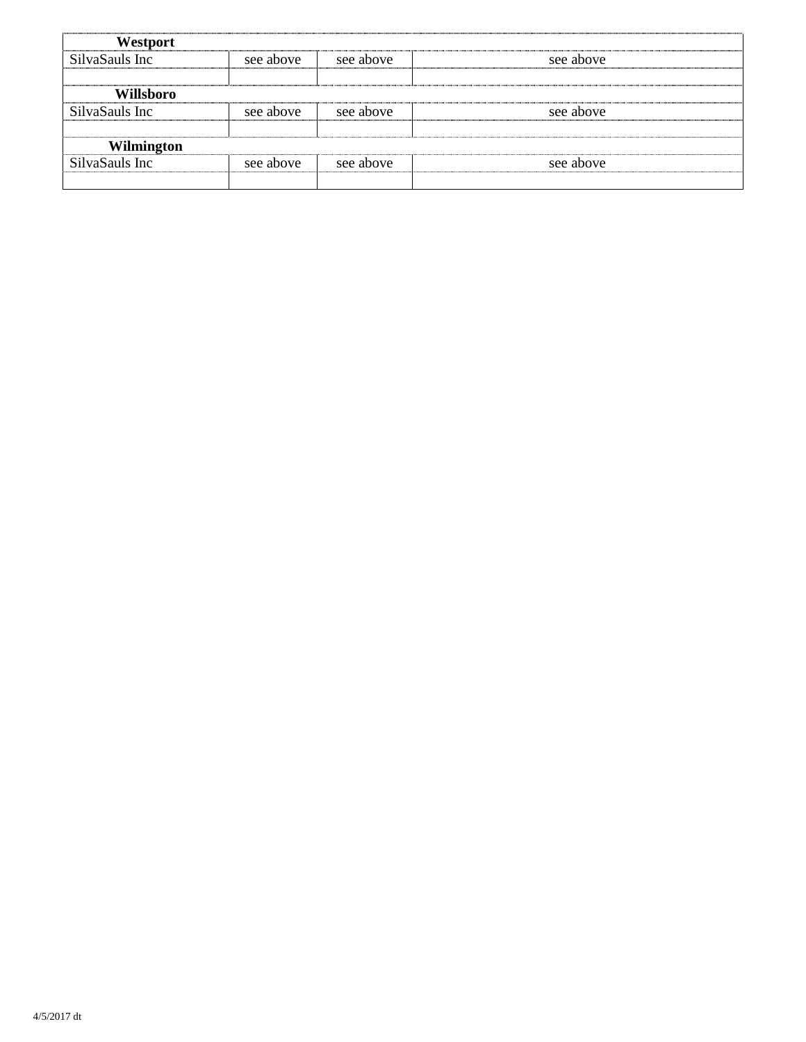| | | | |
|---|---|---|---|
| **Westport** | | | |
| SilvaSauls Inc | see above | see above | see above |
| | | | |
| **Willsboro** | | | |
| SilvaSauls Inc | see above | see above | see above |
| | | | |
| **Wilmington** | | | |
| SilvaSauls Inc | see above | see above | see above |
| | | | |

4/5/2017 dt